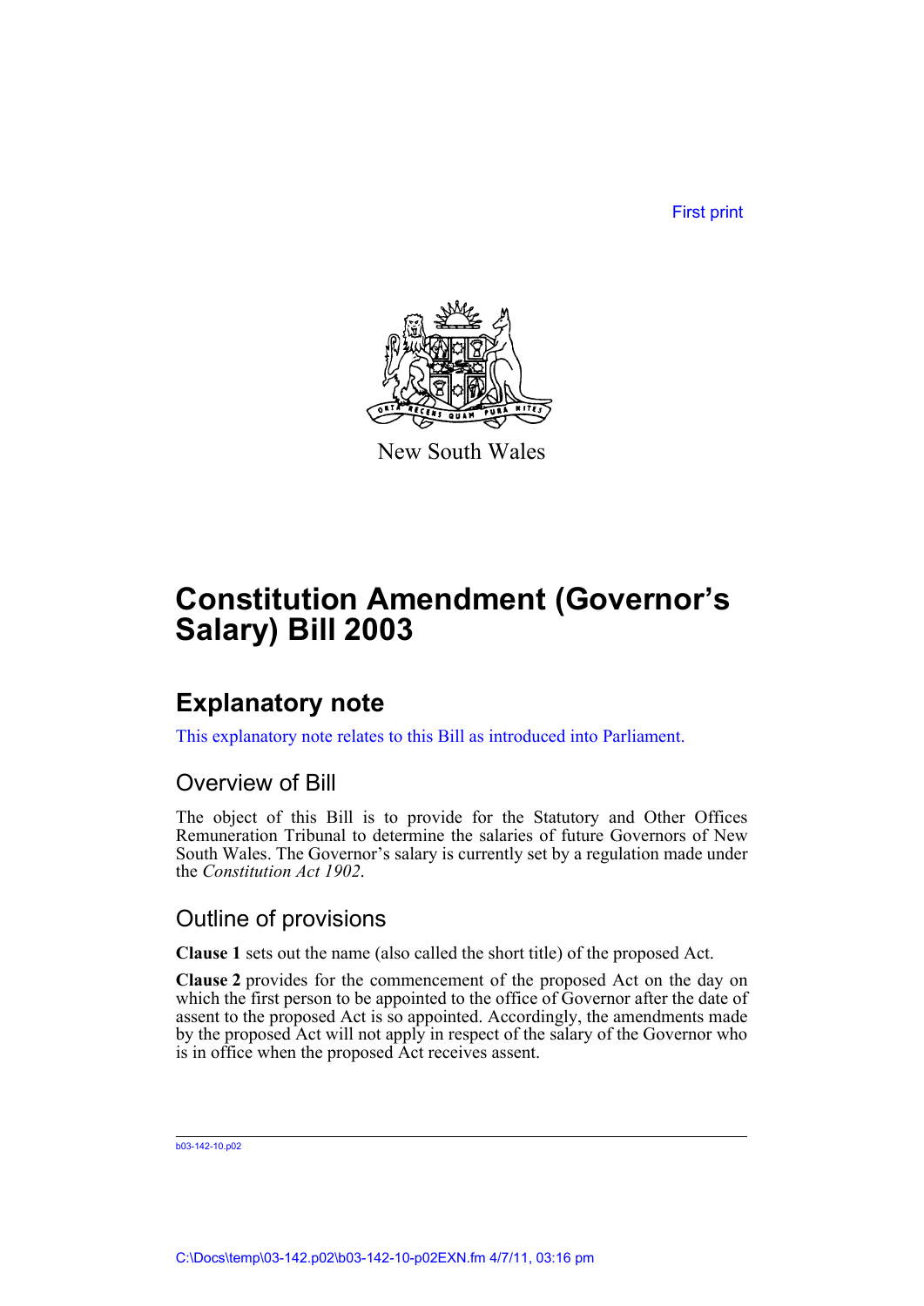First print

New South Wales

# Constitution Amendment (Governor's Salary) Bill 2003

## Explanatory note

This explanatory note relates to this Bill as introduced into Parliament.

### Overview of Bill

The object of this Bill is to provide for the Statutory and Other Offices Remuneration Tribunal to determine the salaries of future Governors of New South Wales. The Governor's salary is currently set by a regulation made under the *Constitution Act 1902*.

### Outline of provisions

**Clause 1** sets out the name (also called the short title) of the proposed Act.

**Clause 2** provides for the commencement of the proposed Act on the day on which the first person to be appointed to the office of Governor after the date of assent to the proposed Act is so appointed. Accordingly, the amendments made by the proposed Act will not apply in respect of the salary of the Governor who is in office when the proposed Act receives assent.

b03-142-10.p02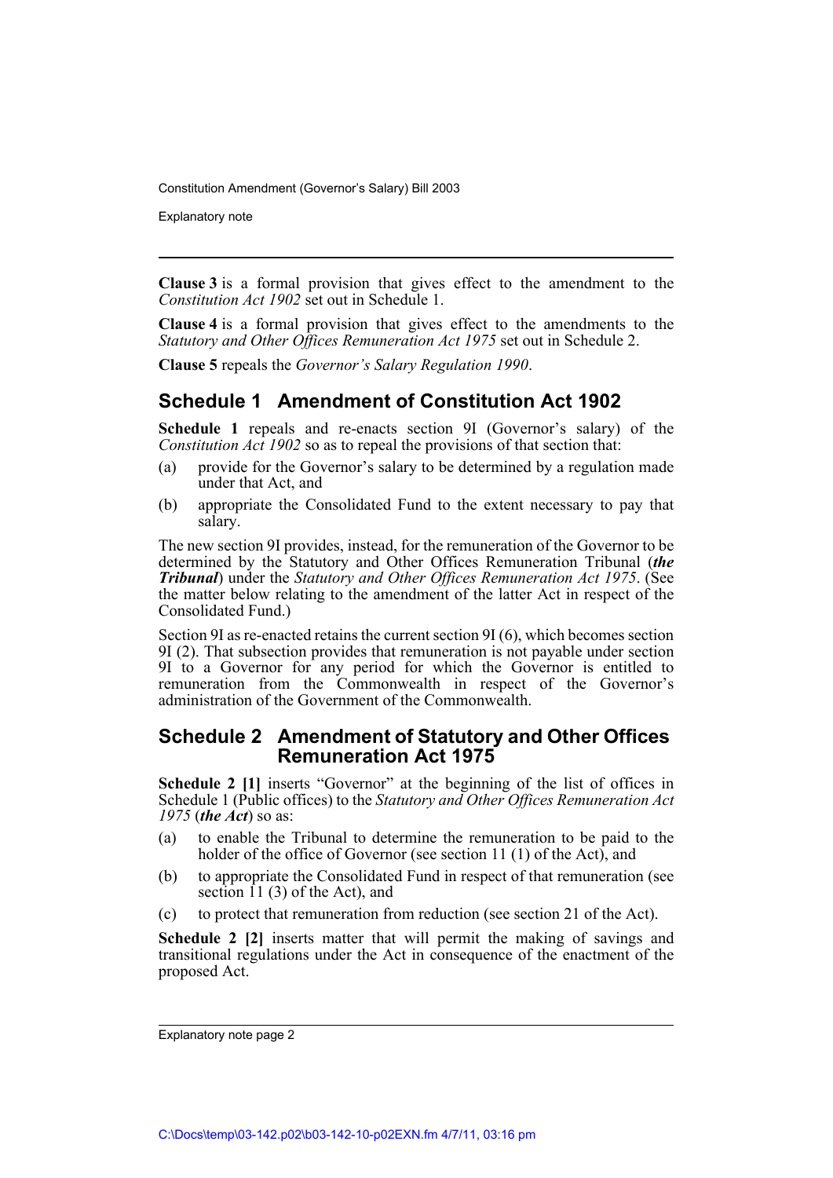**Clause 3** is a formal provision that gives effect to the amendment to the *Constitution Act 1902* set out in Schedule 1.

**Clause 4** is a formal provision that gives effect to the amendments to the *Statutory and Other Offices Remuneration Act 1975* set out in Schedule 2.

**Clause 5** repeals the *Governor's Salary Regulation 1990*.

## Schedule 1 Amendment of Constitution Act 1902

**Schedule 1** repeals and re-enacts section 9I (Governor's salary) of the *Constitution Act 1902* so as to repeal the provisions of that section that:

(a) provide for the Governor's salary to be determined by a regulation made under that Act, and

(b) appropriate the Consolidated Fund to the extent necessary to pay that salary.

The new section 9I provides, instead, for the remuneration of the Governor to be determined by the Statutory and Other Offices Remuneration Tribunal (***the Tribunal***) under the *Statutory and Other Offices Remuneration Act 1975*. (See the matter below relating to the amendment of the latter Act in respect of the Consolidated Fund.)

Section 9I as re-enacted retains the current section 9I (6), which becomes section 9I (2). That subsection provides that remuneration is not payable under section 9I to a Governor for any period for which the Governor is entitled to remuneration from the Commonwealth in respect of the Governor's administration of the Government of the Commonwealth.

## Schedule 2 Amendment of Statutory and Other Offices Remuneration Act 1975

**Schedule 2 [1]** inserts "Governor" at the beginning of the list of offices in Schedule 1 (Public offices) to the *Statutory and Other Offices Remuneration Act 1975* (***the Act***) so as:

(a) to enable the Tribunal to determine the remuneration to be paid to the holder of the office of Governor (see section 11 (1) of the Act), and

(b) to appropriate the Consolidated Fund in respect of that remuneration (see section 11 (3) of the Act), and

(c) to protect that remuneration from reduction (see section 21 of the Act).

**Schedule 2 [2]** inserts matter that will permit the making of savings and transitional regulations under the Act in consequence of the enactment of the proposed Act.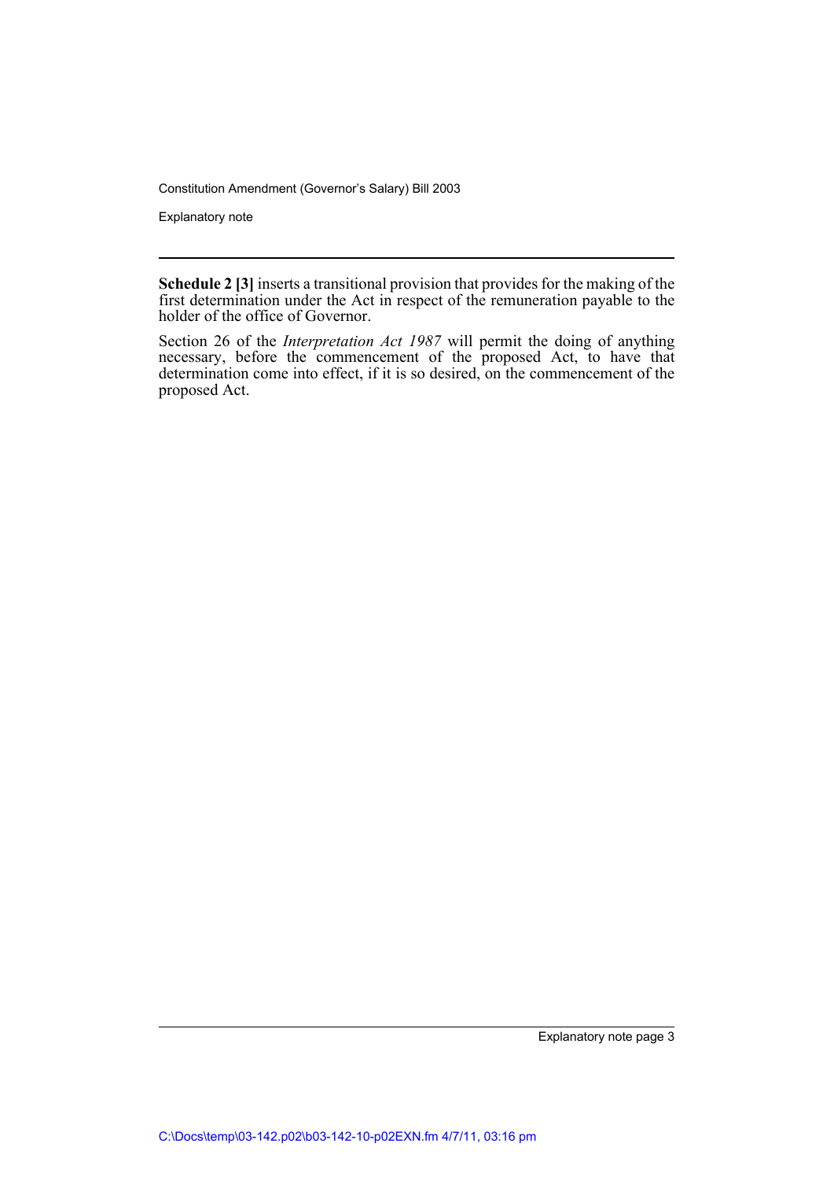**Schedule 2 [3]** inserts a transitional provision that provides for the making of the first determination under the Act in respect of the remuneration payable to the holder of the office of Governor.

Section 26 of the *Interpretation Act 1987* will permit the doing of anything necessary, before the commencement of the proposed Act, to have that determination come into effect, if it is so desired, on the commencement of the proposed Act.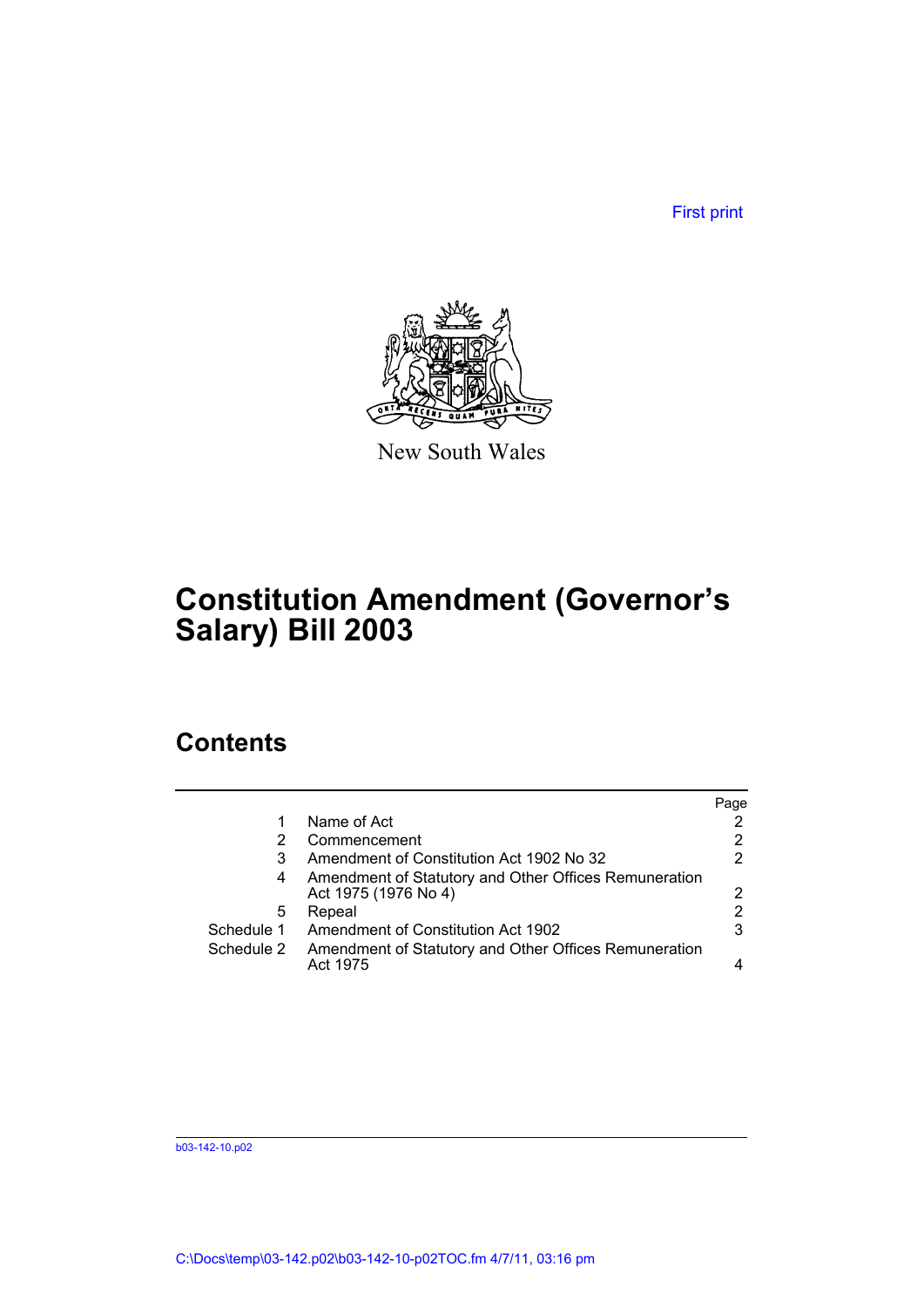First print

New South Wales

# Constitution Amendment (Governor's Salary) Bill 2003

## Contents

| | | Page |
|---|---|---|
| 1 | Name of Act | 2 |
| 2 | Commencement | 2 |
| 3 | Amendment of Constitution Act 1902 No 32 | 2 |
| 4 | Amendment of Statutory and Other Offices Remuneration Act 1975 (1976 No 4) | 2 |
| 5 | Repeal | 2 |
| Schedule 1 | Amendment of Constitution Act 1902 | 3 |
| Schedule 2 | Amendment of Statutory and Other Offices Remuneration Act 1975 | 4 |

b03-142-10.p02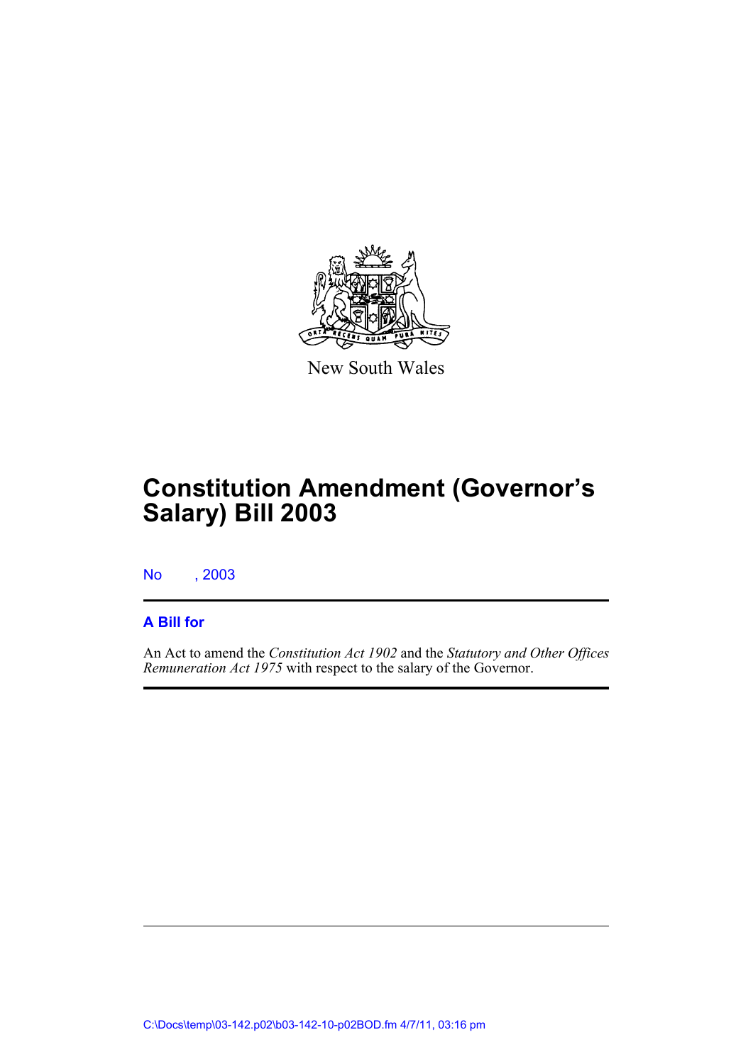New South Wales

# Constitution Amendment (Governor's Salary) Bill 2003

No , 2003

**A Bill for**

An Act to amend the *Constitution Act 1902* and the *Statutory and Other Offices Remuneration Act 1975* with respect to the salary of the Governor.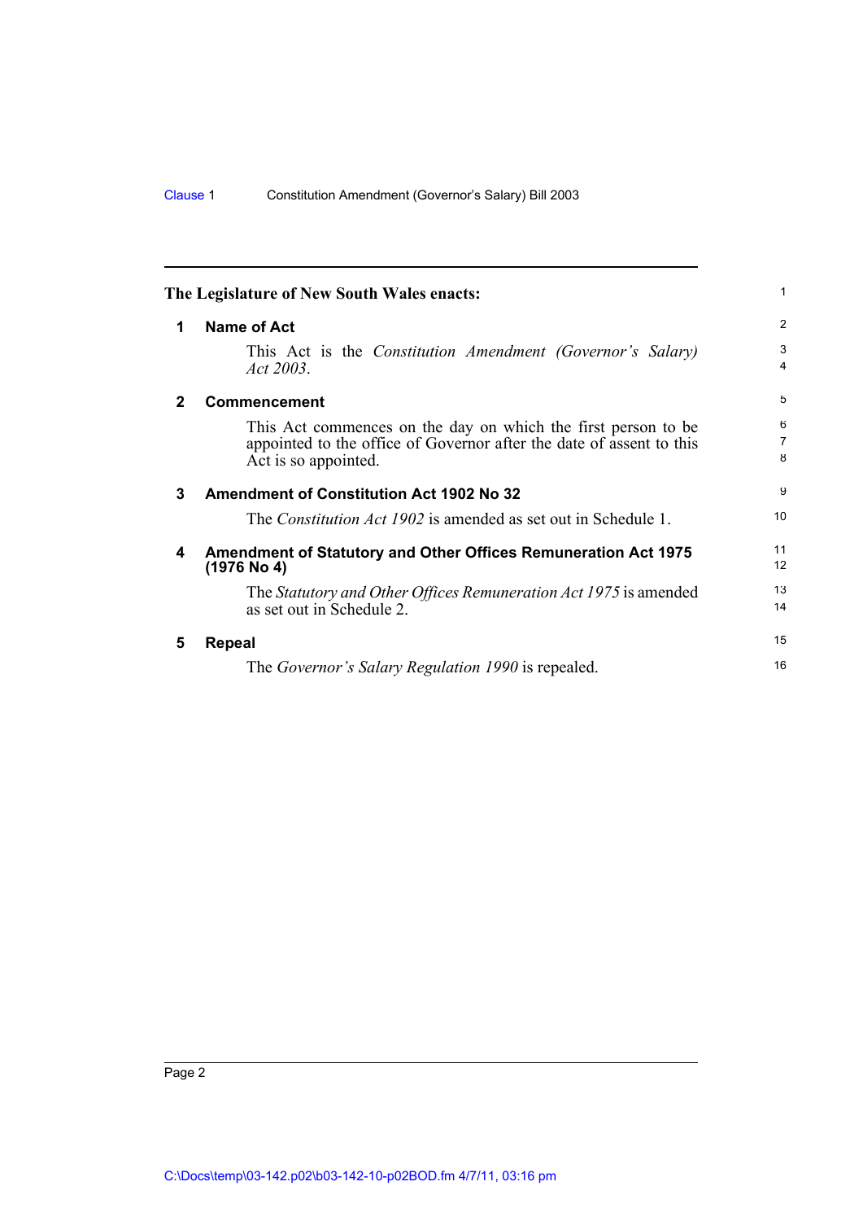**The Legislature of New South Wales enacts:**

## 1 Name of Act

This Act is the *Constitution Amendment (Governor's Salary) Act 2003*.

## 2 Commencement

This Act commences on the day on which the first person to be appointed to the office of Governor after the date of assent to this Act is so appointed.

## 3 Amendment of Constitution Act 1902 No 32

The *Constitution Act 1902* is amended as set out in Schedule 1.

## 4 Amendment of Statutory and Other Offices Remuneration Act 1975 (1976 No 4)

The *Statutory and Other Offices Remuneration Act 1975* is amended as set out in Schedule 2.

## 5 Repeal

The *Governor's Salary Regulation 1990* is repealed.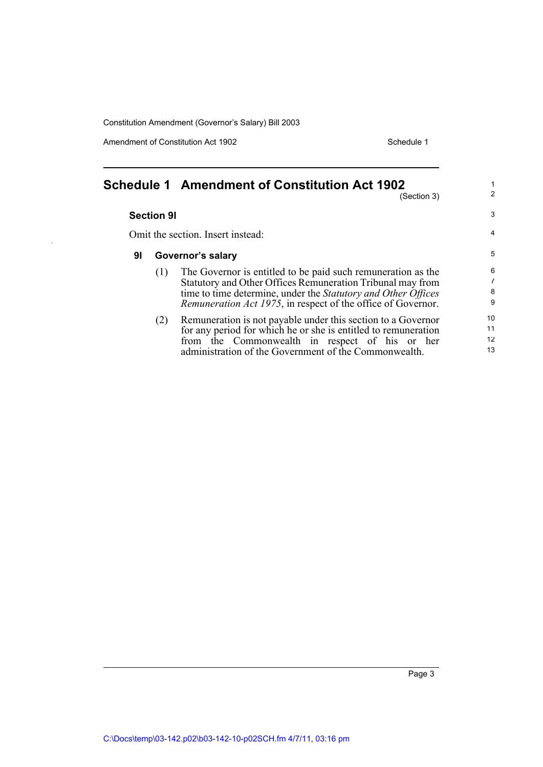# Schedule 1 Amendment of Constitution Act 1902

(Section 3)

### Section 9I

Omit the section. Insert instead:

#### 9I Governor's salary

(1) The Governor is entitled to be paid such remuneration as the Statutory and Other Offices Remuneration Tribunal may from time to time determine, under the *Statutory and Other Offices Remuneration Act 1975*, in respect of the office of Governor.

(2) Remuneration is not payable under this section to a Governor for any period for which he or she is entitled to remuneration from the Commonwealth in respect of his or her administration of the Government of the Commonwealth.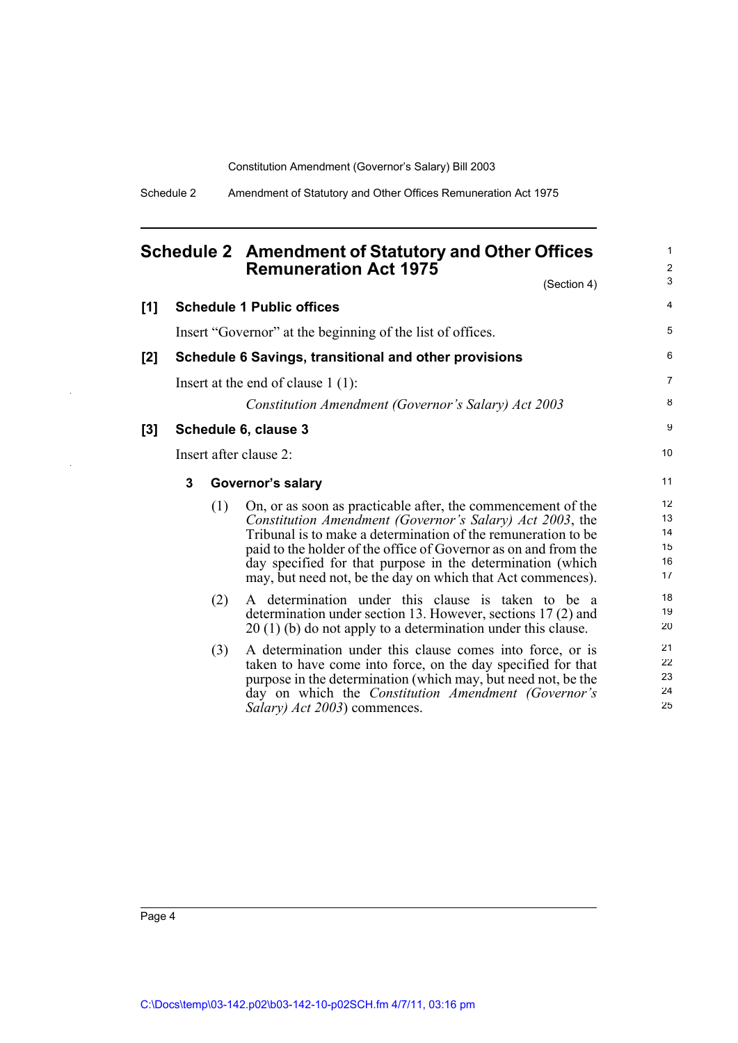# Schedule 2 Amendment of Statutory and Other Offices Remuneration Act 1975

(Section 4)

**[1] Schedule 1 Public offices**

Insert "Governor" at the beginning of the list of offices.

**[2] Schedule 6 Savings, transitional and other provisions**

Insert at the end of clause 1 (1):

*Constitution Amendment (Governor's Salary) Act 2003*

**[3] Schedule 6, clause 3**

Insert after clause 2:

**3 Governor's salary**

(1) On, or as soon as practicable after, the commencement of the *Constitution Amendment (Governor's Salary) Act 2003*, the Tribunal is to make a determination of the remuneration to be paid to the holder of the office of Governor as on and from the day specified for that purpose in the determination (which may, but need not, be the day on which that Act commences).

(2) A determination under this clause is taken to be a determination under section 13. However, sections 17 (2) and 20 (1) (b) do not apply to a determination under this clause.

(3) A determination under this clause comes into force, or is taken to have come into force, on the day specified for that purpose in the determination (which may, but need not, be the day on which the *Constitution Amendment (Governor's Salary) Act 2003*) commences.